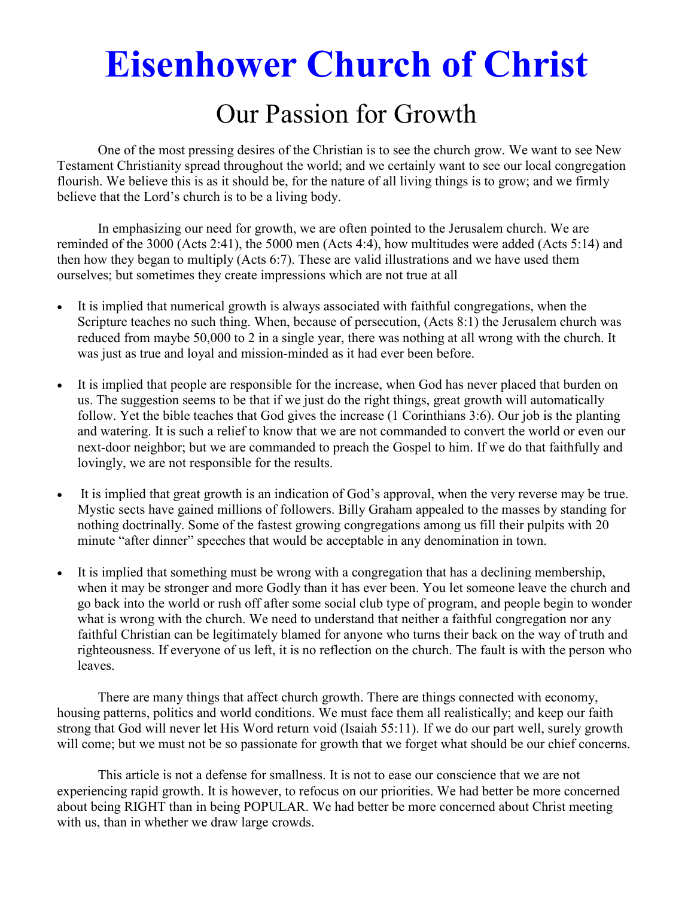# Eisenhower Church of Christ

## Our Passion for Growth

One of the most pressing desires of the Christian is to see the church grow. We want to see New Testament Christianity spread throughout the world; and we certainly want to see our local congregation flourish. We believe this is as it should be, for the nature of all living things is to grow; and we firmly believe that the Lord's church is to be a living body.

In emphasizing our need for growth, we are often pointed to the Jerusalem church. We are reminded of the 3000 (Acts 2:41), the 5000 men (Acts 4:4), how multitudes were added (Acts 5:14) and then how they began to multiply (Acts 6:7). These are valid illustrations and we have used them ourselves; but sometimes they create impressions which are not true at all

- It is implied that numerical growth is always associated with faithful congregations, when the Scripture teaches no such thing. When, because of persecution, (Acts 8:1) the Jerusalem church was reduced from maybe 50,000 to 2 in a single year, there was nothing at all wrong with the church. It was just as true and loyal and mission-minded as it had ever been before.

- It is implied that people are responsible for the increase, when God has never placed that burden on us. The suggestion seems to be that if we just do the right things, great growth will automatically follow. Yet the bible teaches that God gives the increase (1 Corinthians 3:6). Our job is the planting and watering. It is such a relief to know that we are not commanded to convert the world or even our next-door neighbor; but we are commanded to preach the Gospel to him. If we do that faithfully and lovingly, we are not responsible for the results.

- It is implied that great growth is an indication of God's approval, when the very reverse may be true. Mystic sects have gained millions of followers. Billy Graham appealed to the masses by standing for nothing doctrinally. Some of the fastest growing congregations among us fill their pulpits with 20 minute "after dinner" speeches that would be acceptable in any denomination in town.

- It is implied that something must be wrong with a congregation that has a declining membership, when it may be stronger and more Godly than it has ever been. You let someone leave the church and go back into the world or rush off after some social club type of program, and people begin to wonder what is wrong with the church. We need to understand that neither a faithful congregation nor any faithful Christian can be legitimately blamed for anyone who turns their back on the way of truth and righteousness. If everyone of us left, it is no reflection on the church. The fault is with the person who leaves.

There are many things that affect church growth. There are things connected with economy, housing patterns, politics and world conditions. We must face them all realistically; and keep our faith strong that God will never let His Word return void (Isaiah 55:11). If we do our part well, surely growth will come; but we must not be so passionate for growth that we forget what should be our chief concerns.

This article is not a defense for smallness. It is not to ease our conscience that we are not experiencing rapid growth. It is however, to refocus on our priorities. We had better be more concerned about being RIGHT than in being POPULAR. We had better be more concerned about Christ meeting with us, than in whether we draw large crowds.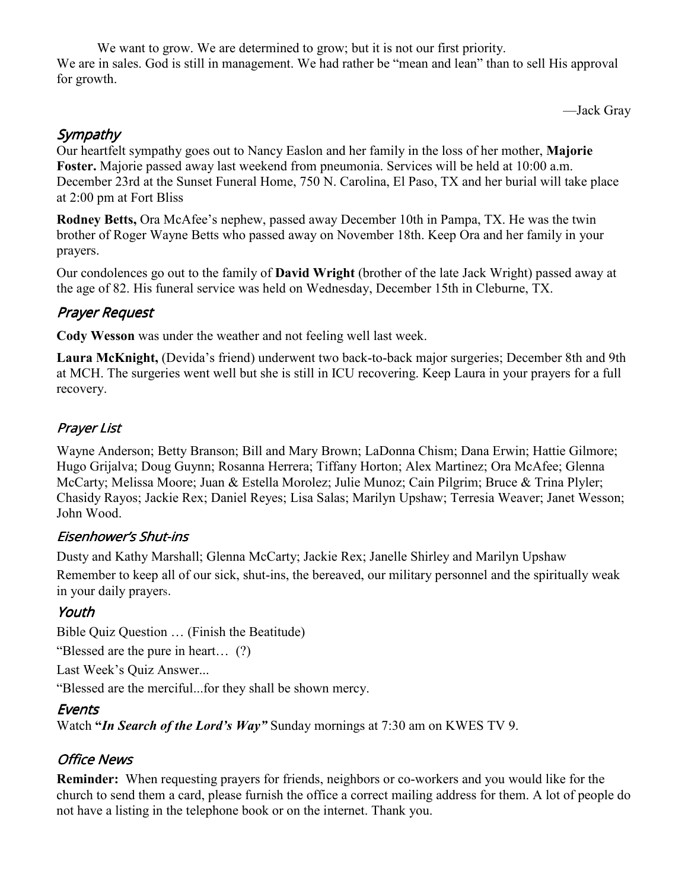We want to grow. We are determined to grow; but it is not our first priority. We are in sales. God is still in management. We had rather be "mean and lean" than to sell His approval for growth.

—Jack Gray

## *Sympathy*

Our heartfelt sympathy goes out to Nancy Easlon and her family in the loss of her mother, **Majorie Foster.** Majorie passed away last weekend from pneumonia. Services will be held at 10:00 a.m. December 23rd at the Sunset Funeral Home, 750 N. Carolina, El Paso, TX and her burial will take place at 2:00 pm at Fort Bliss

**Rodney Betts,** Ora McAfee's nephew, passed away December 10th in Pampa, TX. He was the twin brother of Roger Wayne Betts who passed away on November 18th. Keep Ora and her family in your prayers.

Our condolences go out to the family of **David Wright** (brother of the late Jack Wright) passed away at the age of 82. His funeral service was held on Wednesday, December 15th in Cleburne, TX.

## *Prayer Request*

**Cody Wesson** was under the weather and not feeling well last week.

**Laura McKnight,** (Devida's friend) underwent two back-to-back major surgeries; December 8th and 9th at MCH. The surgeries went well but she is still in ICU recovering. Keep Laura in your prayers for a full recovery.

## *Prayer List*

Wayne Anderson; Betty Branson; Bill and Mary Brown; LaDonna Chism; Dana Erwin; Hattie Gilmore; Hugo Grijalva; Doug Guynn; Rosanna Herrera; Tiffany Horton; Alex Martinez; Ora McAfee; Glenna McCarty; Melissa Moore; Juan & Estella Morolez; Julie Munoz; Cain Pilgrim; Bruce & Trina Plyler; Chasidy Rayos; Jackie Rex; Daniel Reyes; Lisa Salas; Marilyn Upshaw; Terresia Weaver; Janet Wesson; John Wood.

## *Eisenhower's Shut-ins*

Dusty and Kathy Marshall; Glenna McCarty; Jackie Rex; Janelle Shirley and Marilyn Upshaw

Remember to keep all of our sick, shut-ins, the bereaved, our military personnel and the spiritually weak in your daily prayers.

## *Youth*

Bible Quiz Question … (Finish the Beatitude)

"Blessed are the pure in heart… (?)

Last Week's Quiz Answer...

"Blessed are the merciful...for they shall be shown mercy.

## *Events*

Watch **"*In Search of the Lord's Way"*** Sunday mornings at 7:30 am on KWES TV 9.

## *Office News*

**Reminder:** When requesting prayers for friends, neighbors or co-workers and you would like for the church to send them a card, please furnish the office a correct mailing address for them. A lot of people do not have a listing in the telephone book or on the internet. Thank you.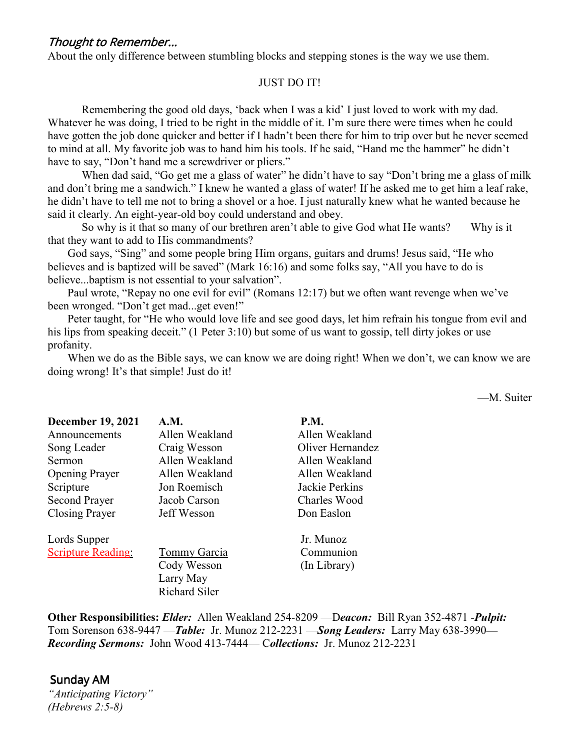### *Thought to Remember…*

About the only difference between stumbling blocks and stepping stones is the way we use them.

JUST DO IT!

Remembering the good old days, 'back when I was a kid' I just loved to work with my dad. Whatever he was doing, I tried to be right in the middle of it. I'm sure there were times when he could have gotten the job done quicker and better if I hadn't been there for him to trip over but he never seemed to mind at all. My favorite job was to hand him his tools. If he said, "Hand me the hammer" he didn't have to say, "Don't hand me a screwdriver or pliers."

When dad said, "Go get me a glass of water" he didn't have to say "Don't bring me a glass of milk and don't bring me a sandwich." I knew he wanted a glass of water! If he asked me to get him a leaf rake, he didn't have to tell me not to bring a shovel or a hoe. I just naturally knew what he wanted because he said it clearly. An eight-year-old boy could understand and obey.

So why is it that so many of our brethren aren't able to give God what He wants? Why is it that they want to add to His commandments?

God says, "Sing" and some people bring Him organs, guitars and drums! Jesus said, "He who believes and is baptized will be saved" (Mark 16:16) and some folks say, "All you have to do is believe...baptism is not essential to your salvation".

Paul wrote, "Repay no one evil for evil" (Romans 12:17) but we often want revenge when we've been wronged. "Don't get mad...get even!"

Peter taught, for "He who would love life and see good days, let him refrain his tongue from evil and his lips from speaking deceit." (1 Peter 3:10) but some of us want to gossip, tell dirty jokes or use profanity.

When we do as the Bible says, we can know we are doing right! When we don't, we can know we are doing wrong! It's that simple! Just do it!

—M. Suiter

| **December 19, 2021** | **A.M.** | **P.M.** |
|---|---|---|
| Announcements | Allen Weakland | Allen Weakland |
| Song Leader | Craig Wesson | Oliver Hernandez |
| Sermon | Allen Weakland | Allen Weakland |
| Opening Prayer | Allen Weakland | Allen Weakland |
| Scripture | Jon Roemisch | Jackie Perkins |
| Second Prayer | Jacob Carson | Charles Wood |
| Closing Prayer | Jeff Wesson | Don Easlon |
| | | |
| Lords Supper | | Jr. Munoz |
| Scripture Reading: | Tommy Garcia | Communion |
| | Cody Wesson | (In Library) |
| | Larry May | |
| | Richard Siler | |

**Other Responsibilities:** ***Elder:*** Allen Weakland 254-8209 —D***eacon:*** Bill Ryan 352-4871 -***Pulpit:*** Tom Sorenson 638-9447 —***Table:*** Jr. Munoz 212-2231 —***Song Leaders:*** Larry May 638-3990— ***Recording Sermons:*** John Wood 413-7444— C***ollections:*** Jr. Munoz 212-2231

### Sunday AM

*"Anticipating Victory"*
*(Hebrews 2:5-8)*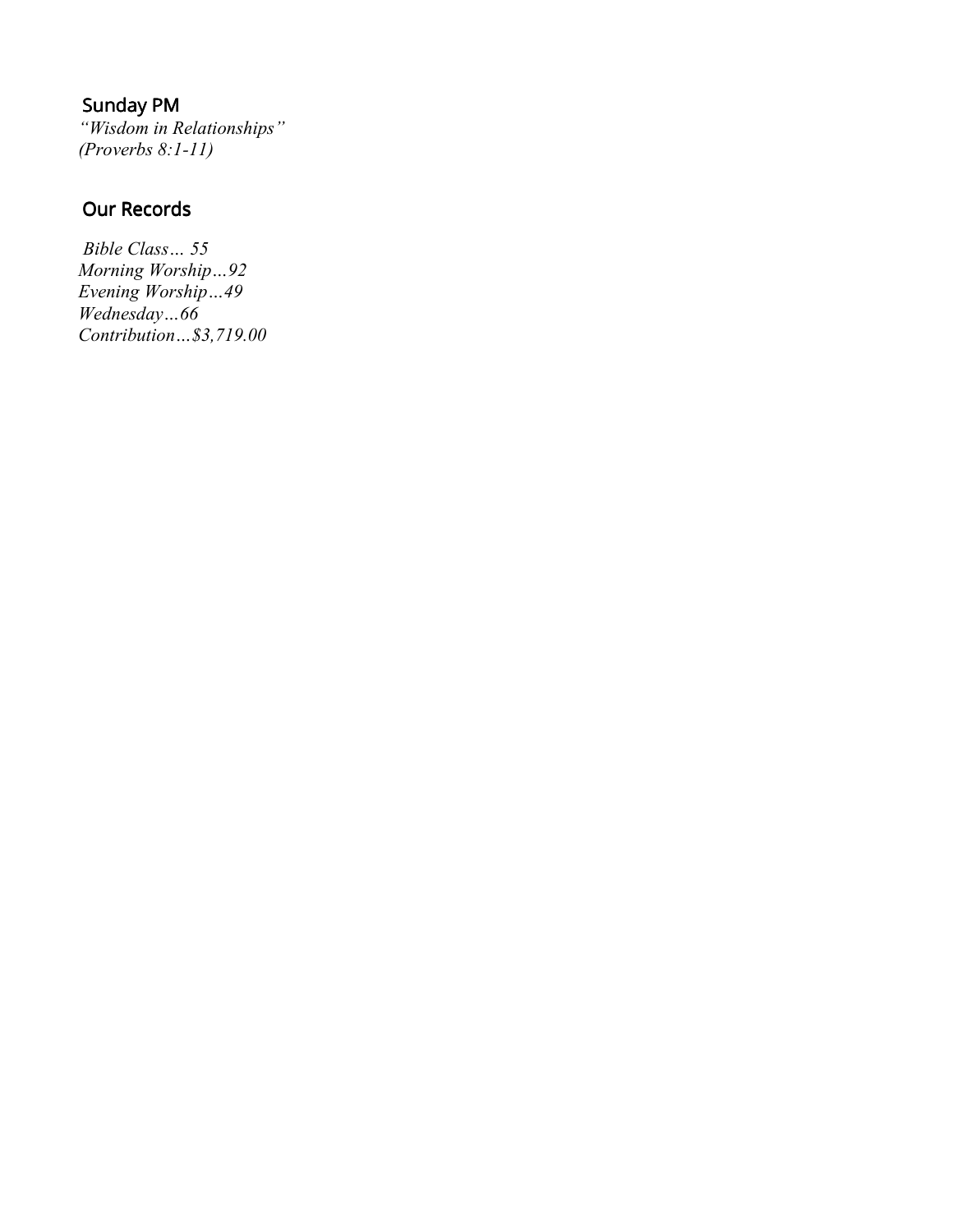## Sunday PM

*"Wisdom in Relationships"*
*(Proverbs 8:1-11)*

## Our Records

*Bible Class… 55*
*Morning Worship…92*
*Evening Worship…49*
*Wednesday…66*
*Contribution…$3,719.00*